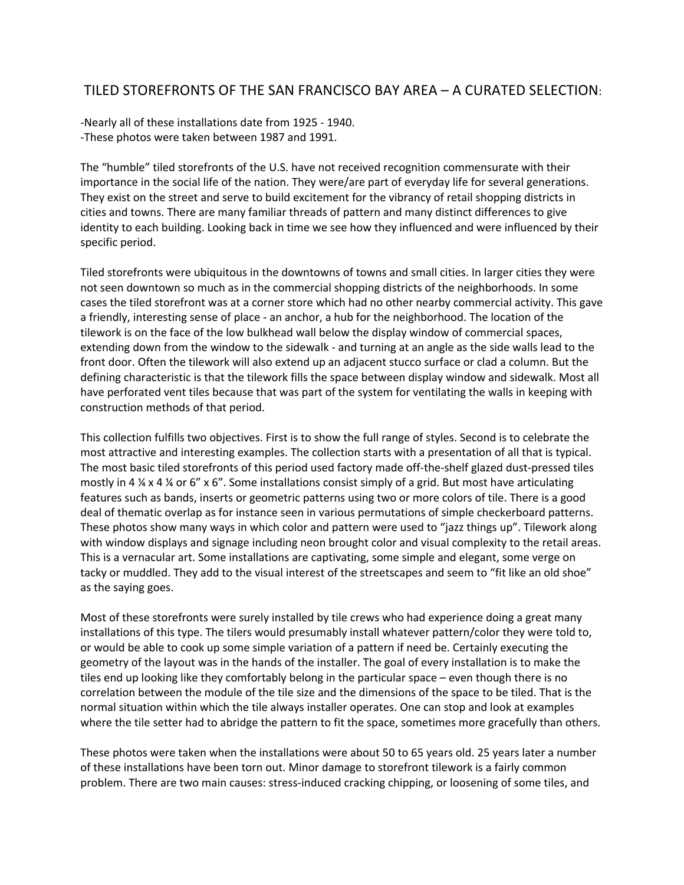# TILED STOREFRONTS OF THE SAN FRANCISCO BAY AREA – A CURATED SELECTION:

-Nearly all of these installations date from 1925 - 1940.
-These photos were taken between 1987 and 1991.

The "humble" tiled storefronts of the U.S. have not received recognition commensurate with their importance in the social life of the nation. They were/are part of everyday life for several generations. They exist on the street and serve to build excitement for the vibrancy of retail shopping districts in cities and towns. There are many familiar threads of pattern and many distinct differences to give identity to each building. Looking back in time we see how they influenced and were influenced by their specific period.

Tiled storefronts were ubiquitous in the downtowns of towns and small cities. In larger cities they were not seen downtown so much as in the commercial shopping districts of the neighborhoods. In some cases the tiled storefront was at a corner store which had no other nearby commercial activity. This gave a friendly, interesting sense of place - an anchor, a hub for the neighborhood. The location of the tilework is on the face of the low bulkhead wall below the display window of commercial spaces, extending down from the window to the sidewalk - and turning at an angle as the side walls lead to the front door. Often the tilework will also extend up an adjacent stucco surface or clad a column. But the defining characteristic is that the tilework fills the space between display window and sidewalk. Most all have perforated vent tiles because that was part of the system for ventilating the walls in keeping with construction methods of that period.

This collection fulfills two objectives. First is to show the full range of styles. Second is to celebrate the most attractive and interesting examples. The collection starts with a presentation of all that is typical. The most basic tiled storefronts of this period used factory made off-the-shelf glazed dust-pressed tiles mostly in 4 ¼ x 4 ¼ or 6" x 6". Some installations consist simply of a grid. But most have articulating features such as bands, inserts or geometric patterns using two or more colors of tile. There is a good deal of thematic overlap as for instance seen in various permutations of simple checkerboard patterns. These photos show many ways in which color and pattern were used to "jazz things up". Tilework along with window displays and signage including neon brought color and visual complexity to the retail areas. This is a vernacular art. Some installations are captivating, some simple and elegant, some verge on tacky or muddled. They add to the visual interest of the streetscapes and seem to "fit like an old shoe" as the saying goes.

Most of these storefronts were surely installed by tile crews who had experience doing a great many installations of this type. The tilers would presumably install whatever pattern/color they were told to, or would be able to cook up some simple variation of a pattern if need be. Certainly executing the geometry of the layout was in the hands of the installer. The goal of every installation is to make the tiles end up looking like they comfortably belong in the particular space – even though there is no correlation between the module of the tile size and the dimensions of the space to be tiled. That is the normal situation within which the tile always installer operates. One can stop and look at examples where the tile setter had to abridge the pattern to fit the space, sometimes more gracefully than others.

These photos were taken when the installations were about 50 to 65 years old. 25 years later a number of these installations have been torn out. Minor damage to storefront tilework is a fairly common problem. There are two main causes: stress-induced cracking chipping, or loosening of some tiles, and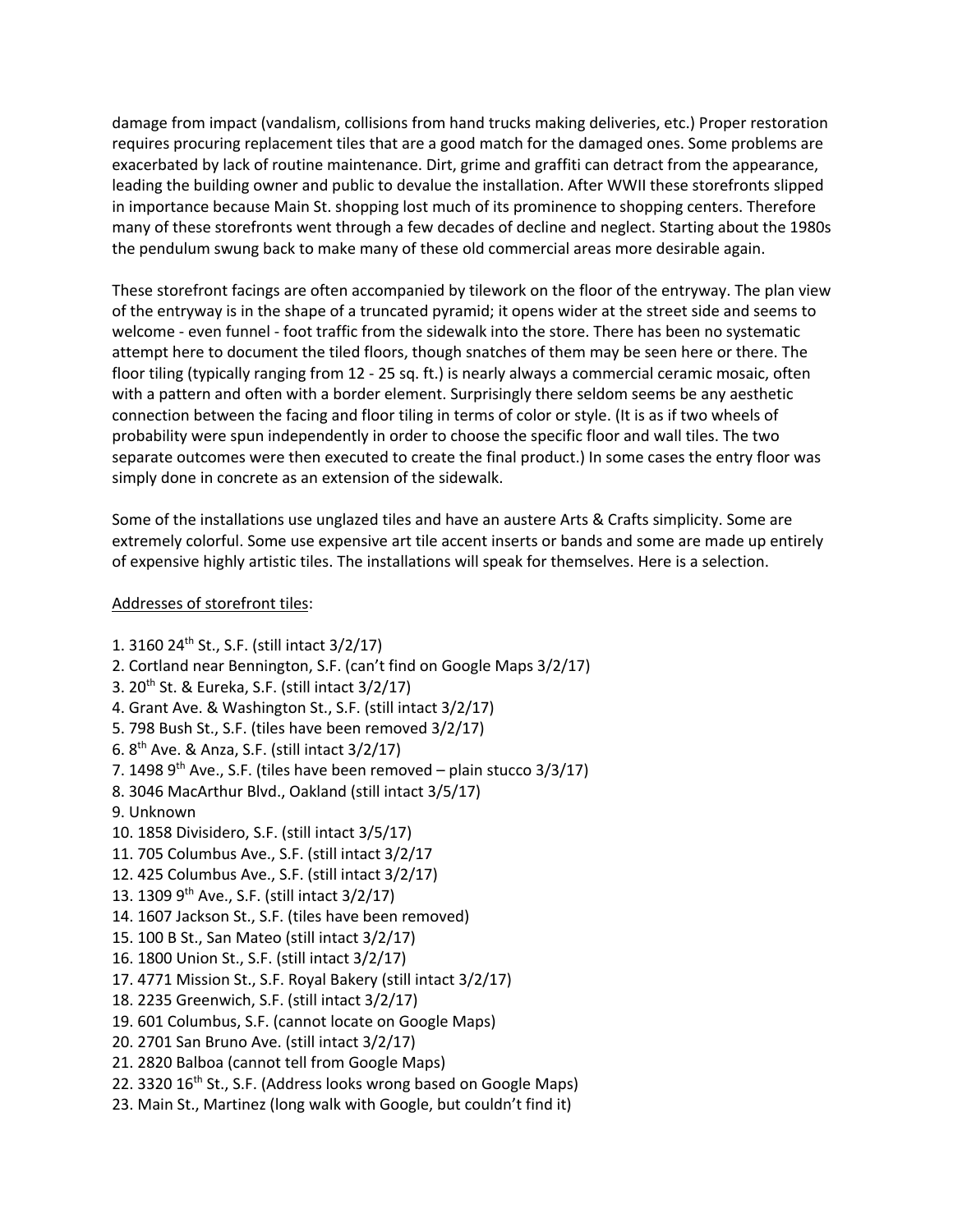damage from impact (vandalism, collisions from hand trucks making deliveries, etc.) Proper restoration requires procuring replacement tiles that are a good match for the damaged ones. Some problems are exacerbated by lack of routine maintenance. Dirt, grime and graffiti can detract from the appearance, leading the building owner and public to devalue the installation. After WWII these storefronts slipped in importance because Main St. shopping lost much of its prominence to shopping centers. Therefore many of these storefronts went through a few decades of decline and neglect. Starting about the 1980s the pendulum swung back to make many of these old commercial areas more desirable again.

These storefront facings are often accompanied by tilework on the floor of the entryway. The plan view of the entryway is in the shape of a truncated pyramid; it opens wider at the street side and seems to welcome - even funnel - foot traffic from the sidewalk into the store. There has been no systematic attempt here to document the tiled floors, though snatches of them may be seen here or there. The floor tiling (typically ranging from 12 - 25 sq. ft.) is nearly always a commercial ceramic mosaic, often with a pattern and often with a border element. Surprisingly there seldom seems be any aesthetic connection between the facing and floor tiling in terms of color or style. (It is as if two wheels of probability were spun independently in order to choose the specific floor and wall tiles. The two separate outcomes were then executed to create the final product.) In some cases the entry floor was simply done in concrete as an extension of the sidewalk.

Some of the installations use unglazed tiles and have an austere Arts & Crafts simplicity. Some are extremely colorful. Some use expensive art tile accent inserts or bands and some are made up entirely of expensive highly artistic tiles. The installations will speak for themselves. Here is a selection.

<u>Addresses of storefront tiles</u>:

1. 3160 24th St., S.F. (still intact 3/2/17)
2. Cortland near Bennington, S.F. (can't find on Google Maps 3/2/17)
3. 20th St. & Eureka, S.F. (still intact 3/2/17)
4. Grant Ave. & Washington St., S.F. (still intact 3/2/17)
5. 798 Bush St., S.F. (tiles have been removed 3/2/17)
6. 8th Ave. & Anza, S.F. (still intact 3/2/17)
7. 1498 9th Ave., S.F. (tiles have been removed – plain stucco 3/3/17)
8. 3046 MacArthur Blvd., Oakland (still intact 3/5/17)
9. Unknown
10. 1858 Divisidero, S.F. (still intact 3/5/17)
11. 705 Columbus Ave., S.F. (still intact 3/2/17
12. 425 Columbus Ave., S.F. (still intact 3/2/17)
13. 1309 9th Ave., S.F. (still intact 3/2/17)
14. 1607 Jackson St., S.F. (tiles have been removed)
15. 100 B St., San Mateo (still intact 3/2/17)
16. 1800 Union St., S.F. (still intact 3/2/17)
17. 4771 Mission St., S.F. Royal Bakery (still intact 3/2/17)
18. 2235 Greenwich, S.F. (still intact 3/2/17)
19. 601 Columbus, S.F. (cannot locate on Google Maps)
20. 2701 San Bruno Ave. (still intact 3/2/17)
21. 2820 Balboa (cannot tell from Google Maps)
22. 3320 16th St., S.F. (Address looks wrong based on Google Maps)
23. Main St., Martinez (long walk with Google, but couldn't find it)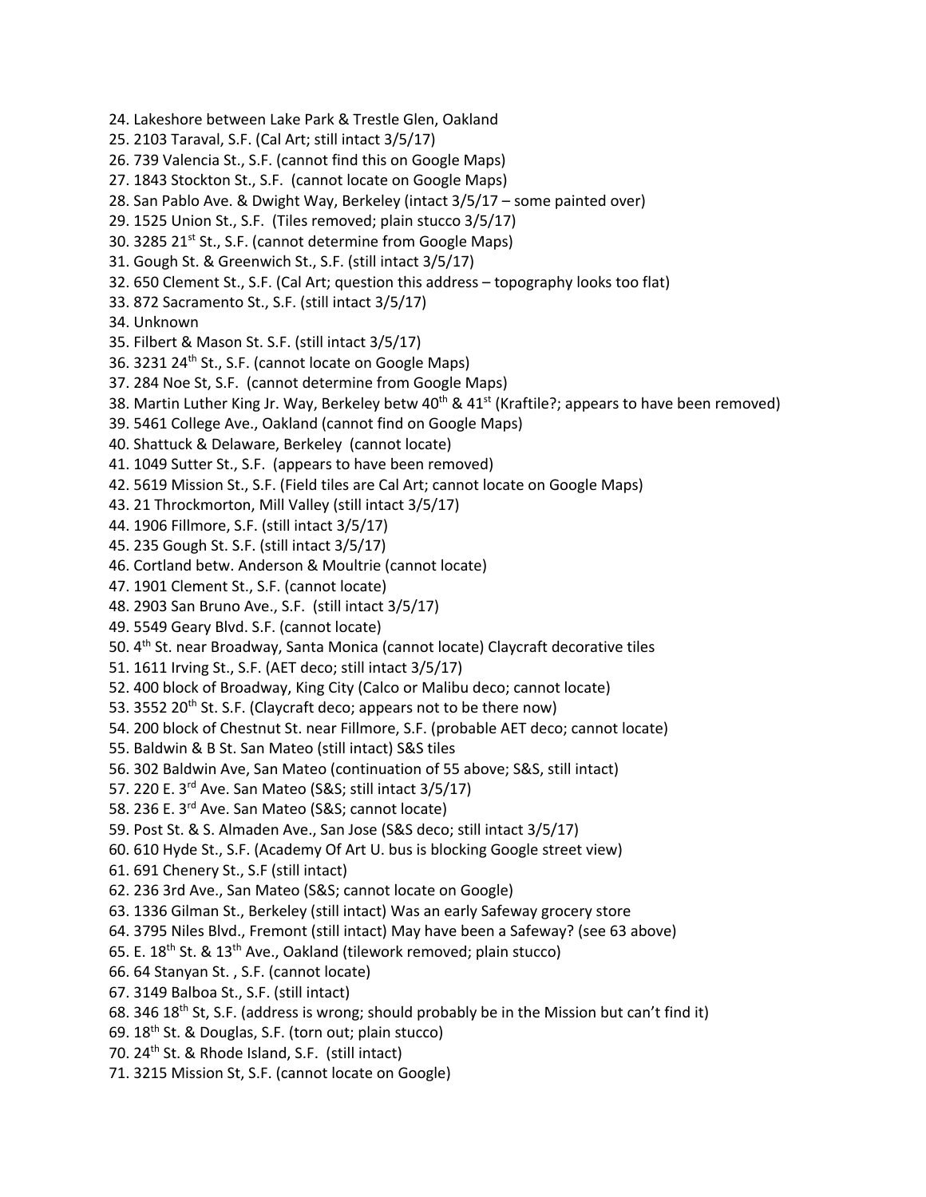24. Lakeshore between Lake Park & Trestle Glen, Oakland
25. 2103 Taraval, S.F. (Cal Art; still intact 3/5/17)
26. 739 Valencia St., S.F. (cannot find this on Google Maps)
27. 1843 Stockton St., S.F. (cannot locate on Google Maps)
28. San Pablo Ave. & Dwight Way, Berkeley (intact 3/5/17 – some painted over)
29. 1525 Union St., S.F. (Tiles removed; plain stucco 3/5/17)
30. 3285 21st St., S.F. (cannot determine from Google Maps)
31. Gough St. & Greenwich St., S.F. (still intact 3/5/17)
32. 650 Clement St., S.F. (Cal Art; question this address – topography looks too flat)
33. 872 Sacramento St., S.F. (still intact 3/5/17)
34. Unknown
35. Filbert & Mason St. S.F. (still intact 3/5/17)
36. 3231 24th St., S.F. (cannot locate on Google Maps)
37. 284 Noe St, S.F. (cannot determine from Google Maps)
38. Martin Luther King Jr. Way, Berkeley betw 40th & 41st (Kraftile?; appears to have been removed)
39. 5461 College Ave., Oakland (cannot find on Google Maps)
40. Shattuck & Delaware, Berkeley (cannot locate)
41. 1049 Sutter St., S.F. (appears to have been removed)
42. 5619 Mission St., S.F. (Field tiles are Cal Art; cannot locate on Google Maps)
43. 21 Throckmorton, Mill Valley (still intact 3/5/17)
44. 1906 Fillmore, S.F. (still intact 3/5/17)
45. 235 Gough St. S.F. (still intact 3/5/17)
46. Cortland betw. Anderson & Moultrie (cannot locate)
47. 1901 Clement St., S.F. (cannot locate)
48. 2903 San Bruno Ave., S.F. (still intact 3/5/17)
49. 5549 Geary Blvd. S.F. (cannot locate)
50. 4th St. near Broadway, Santa Monica (cannot locate) Claycraft decorative tiles
51. 1611 Irving St., S.F. (AET deco; still intact 3/5/17)
52. 400 block of Broadway, King City (Calco or Malibu deco; cannot locate)
53. 3552 20th St. S.F. (Claycraft deco; appears not to be there now)
54. 200 block of Chestnut St. near Fillmore, S.F. (probable AET deco; cannot locate)
55. Baldwin & B St. San Mateo (still intact) S&S tiles
56. 302 Baldwin Ave, San Mateo (continuation of 55 above; S&S, still intact)
57. 220 E. 3rd Ave. San Mateo (S&S; still intact 3/5/17)
58. 236 E. 3rd Ave. San Mateo (S&S; cannot locate)
59. Post St. & S. Almaden Ave., San Jose (S&S deco; still intact 3/5/17)
60. 610 Hyde St., S.F. (Academy Of Art U. bus is blocking Google street view)
61. 691 Chenery St., S.F (still intact)
62. 236 3rd Ave., San Mateo (S&S; cannot locate on Google)
63. 1336 Gilman St., Berkeley (still intact) Was an early Safeway grocery store
64. 3795 Niles Blvd., Fremont (still intact) May have been a Safeway? (see 63 above)
65. E. 18th St. & 13th Ave., Oakland (tilework removed; plain stucco)
66. 64 Stanyan St. , S.F. (cannot locate)
67. 3149 Balboa St., S.F. (still intact)
68. 346 18th St, S.F. (address is wrong; should probably be in the Mission but can't find it)
69. 18th St. & Douglas, S.F. (torn out; plain stucco)
70. 24th St. & Rhode Island, S.F. (still intact)
71. 3215 Mission St, S.F. (cannot locate on Google)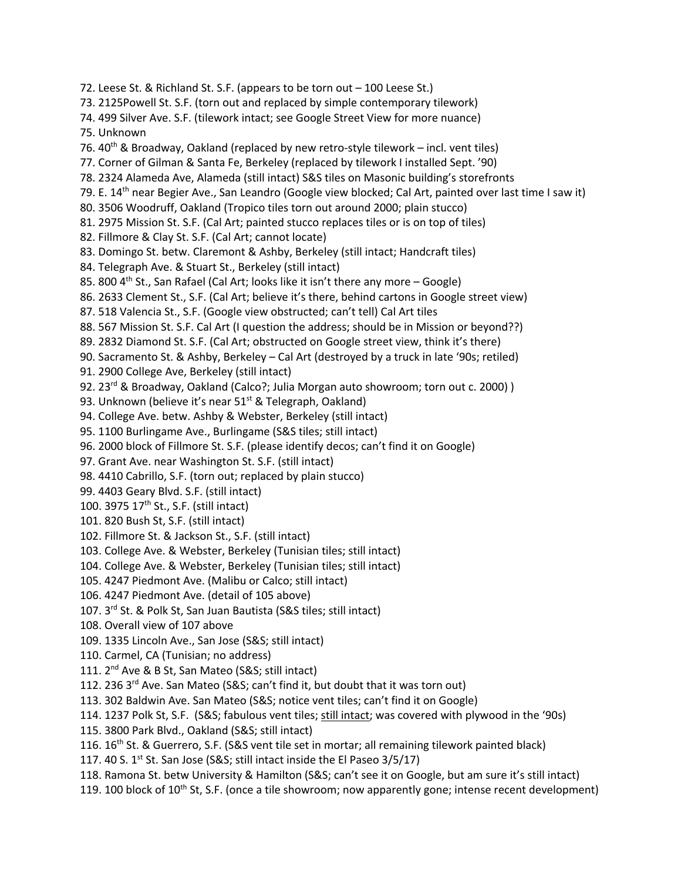72. Leese St. & Richland St. S.F. (appears to be torn out – 100 Leese St.)
73. 2125Powell St. S.F. (torn out and replaced by simple contemporary tilework)
74. 499 Silver Ave. S.F. (tilework intact; see Google Street View for more nuance)
75. Unknown
76. 40th & Broadway, Oakland (replaced by new retro-style tilework – incl. vent tiles)
77. Corner of Gilman & Santa Fe, Berkeley (replaced by tilework I installed Sept. '90)
78. 2324 Alameda Ave, Alameda (still intact) S&S tiles on Masonic building's storefronts
79. E. 14th near Begier Ave., San Leandro (Google view blocked; Cal Art, painted over last time I saw it)
80. 3506 Woodruff, Oakland (Tropico tiles torn out around 2000; plain stucco)
81. 2975 Mission St. S.F. (Cal Art; painted stucco replaces tiles or is on top of tiles)
82. Fillmore & Clay St. S.F. (Cal Art; cannot locate)
83. Domingo St. betw. Claremont & Ashby, Berkeley (still intact; Handcraft tiles)
84. Telegraph Ave. & Stuart St., Berkeley (still intact)
85. 800 4th St., San Rafael (Cal Art; looks like it isn't there any more – Google)
86. 2633 Clement St., S.F. (Cal Art; believe it's there, behind cartons in Google street view)
87. 518 Valencia St., S.F. (Google view obstructed; can't tell) Cal Art tiles
88. 567 Mission St. S.F. Cal Art (I question the address; should be in Mission or beyond??)
89. 2832 Diamond St. S.F. (Cal Art; obstructed on Google street view, think it's there)
90. Sacramento St. & Ashby, Berkeley – Cal Art (destroyed by a truck in late '90s; retiled)
91. 2900 College Ave, Berkeley (still intact)
92. 23rd & Broadway, Oakland (Calco?; Julia Morgan auto showroom; torn out c. 2000) )
93. Unknown (believe it's near 51st & Telegraph, Oakland)
94. College Ave. betw. Ashby & Webster, Berkeley (still intact)
95. 1100 Burlingame Ave., Burlingame (S&S tiles; still intact)
96. 2000 block of Fillmore St. S.F. (please identify decos; can't find it on Google)
97. Grant Ave. near Washington St. S.F. (still intact)
98. 4410 Cabrillo, S.F. (torn out; replaced by plain stucco)
99. 4403 Geary Blvd. S.F. (still intact)
100. 3975 17th St., S.F. (still intact)
101. 820 Bush St, S.F. (still intact)
102. Fillmore St. & Jackson St., S.F. (still intact)
103. College Ave. & Webster, Berkeley (Tunisian tiles; still intact)
104. College Ave. & Webster, Berkeley (Tunisian tiles; still intact)
105. 4247 Piedmont Ave. (Malibu or Calco; still intact)
106. 4247 Piedmont Ave. (detail of 105 above)
107. 3rd St. & Polk St, San Juan Bautista (S&S tiles; still intact)
108. Overall view of 107 above
109. 1335 Lincoln Ave., San Jose (S&S; still intact)
110. Carmel, CA (Tunisian; no address)
111. 2nd Ave & B St, San Mateo (S&S; still intact)
112. 236 3rd Ave. San Mateo (S&S; can't find it, but doubt that it was torn out)
113. 302 Baldwin Ave. San Mateo (S&S; notice vent tiles; can't find it on Google)
114. 1237 Polk St, S.F. (S&S; fabulous vent tiles; still intact; was covered with plywood in the '90s)
115. 3800 Park Blvd., Oakland (S&S; still intact)
116. 16th St. & Guerrero, S.F. (S&S vent tile set in mortar; all remaining tilework painted black)
117. 40 S. 1st St. San Jose (S&S; still intact inside the El Paseo 3/5/17)
118. Ramona St. betw University & Hamilton (S&S; can't see it on Google, but am sure it's still intact)
119. 100 block of 10th St, S.F. (once a tile showroom; now apparently gone; intense recent development)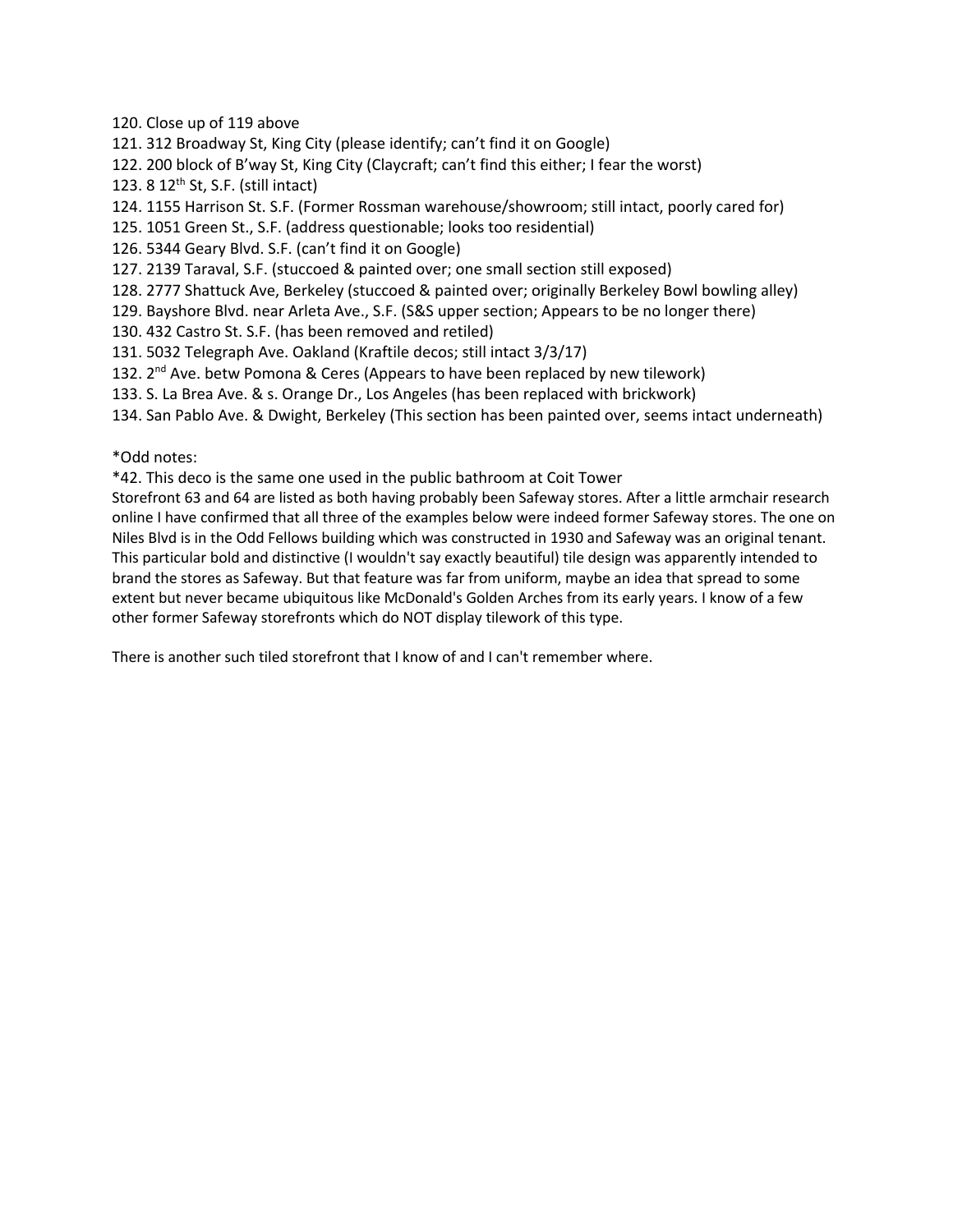120. Close up of 119 above
121. 312 Broadway St, King City (please identify; can't find it on Google)
122. 200 block of B'way St, King City (Claycraft; can't find this either; I fear the worst)
123. 8 12th St, S.F. (still intact)
124. 1155 Harrison St. S.F. (Former Rossman warehouse/showroom; still intact, poorly cared for)
125. 1051 Green St., S.F. (address questionable; looks too residential)
126. 5344 Geary Blvd. S.F. (can't find it on Google)
127. 2139 Taraval, S.F. (stuccoed & painted over; one small section still exposed)
128. 2777 Shattuck Ave, Berkeley (stuccoed & painted over; originally Berkeley Bowl bowling alley)
129. Bayshore Blvd. near Arleta Ave., S.F. (S&S upper section; Appears to be no longer there)
130. 432 Castro St. S.F. (has been removed and retiled)
131. 5032 Telegraph Ave. Oakland (Kraftile decos; still intact 3/3/17)
132. 2nd Ave. betw Pomona & Ceres (Appears to have been replaced by new tilework)
133. S. La Brea Ave. & s. Orange Dr., Los Angeles (has been replaced with brickwork)
134. San Pablo Ave. & Dwight, Berkeley (This section has been painted over, seems intact underneath)

*Odd notes:

*42. This deco is the same one used in the public bathroom at Coit Tower

Storefront 63 and 64 are listed as both having probably been Safeway stores. After a little armchair research online I have confirmed that all three of the examples below were indeed former Safeway stores. The one on Niles Blvd is in the Odd Fellows building which was constructed in 1930 and Safeway was an original tenant. This particular bold and distinctive (I wouldn't say exactly beautiful) tile design was apparently intended to brand the stores as Safeway. But that feature was far from uniform, maybe an idea that spread to some extent but never became ubiquitous like McDonald's Golden Arches from its early years. I know of a few other former Safeway storefronts which do NOT display tilework of this type.

There is another such tiled storefront that I know of and I can't remember where.